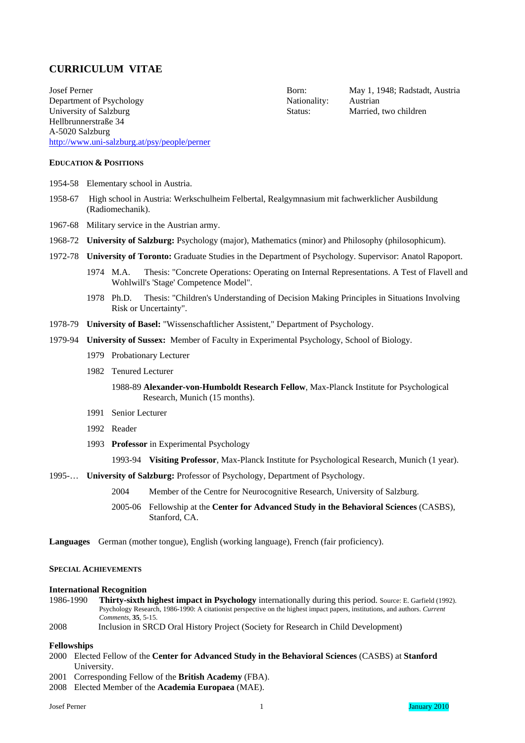# CURRICULUM VITAE

Josef Perner
Department of Psychology
University of Salzburg
Hellbrunnerstraße 34
A-5020 Salzburg
http://www.uni-salzburg.at/psy/people/perner

Born: May 1, 1948; Radstadt, Austria
Nationality: Austrian
Status: Married, two children

## EDUCATION & POSITIONS

1954-58 Elementary school in Austria.

1958-67 High school in Austria: Werkschulheim Felbertal, Realgymnasium mit fachwerklicher Ausbildung (Radiomechanik).

1967-68 Military service in the Austrian army.

1968-72 **University of Salzburg:** Psychology (major), Mathematics (minor) and Philosophy (philosophicum).

1972-78 **University of Toronto:** Graduate Studies in the Department of Psychology. Supervisor: Anatol Rapoport.

- 1974 M.A. Thesis: "Concrete Operations: Operating on Internal Representations. A Test of Flavell and Wohlwill's 'Stage' Competence Model".
- 1978 Ph.D. Thesis: "Children's Understanding of Decision Making Principles in Situations Involving Risk or Uncertainty".

1978-79 **University of Basel:** "Wissenschaftlicher Assistent," Department of Psychology.

1979-94 **University of Sussex:** Member of Faculty in Experimental Psychology, School of Biology.

- 1979 Probationary Lecturer
- 1982 Tenured Lecturer
  - 1988-89 **Alexander-von-Humboldt Research Fellow**, Max-Planck Institute for Psychological Research, Munich (15 months).
- 1991 Senior Lecturer
- 1992 Reader
- 1993 **Professor** in Experimental Psychology
  - 1993-94 **Visiting Professor**, Max-Planck Institute for Psychological Research, Munich (1 year).

1995-… **University of Salzburg:** Professor of Psychology, Department of Psychology.

- 2004 Member of the Centre for Neurocognitive Research, University of Salzburg.
- 2005-06 Fellowship at the **Center for Advanced Study in the Behavioral Sciences** (CASBS), Stanford, CA.

**Languages** German (mother tongue), English (working language), French (fair proficiency).

## SPECIAL ACHIEVEMENTS

### International Recognition

1986-1990 **Thirty-sixth highest impact in Psychology** internationally during this period. Source: E. Garfield (1992). Psychology Research, 1986-1990: A citationist perspective on the highest impact papers, institutions, and authors. *Current Comments*, **35**, 5-15.

2008 Inclusion in SRCD Oral History Project (Society for Research in Child Development)

### Fellowships

2000 Elected Fellow of the **Center for Advanced Study in the Behavioral Sciences** (CASBS) at **Stanford** University.

2001 Corresponding Fellow of the **British Academy** (FBA).

2008 Elected Member of the **Academia Europaea** (MAE).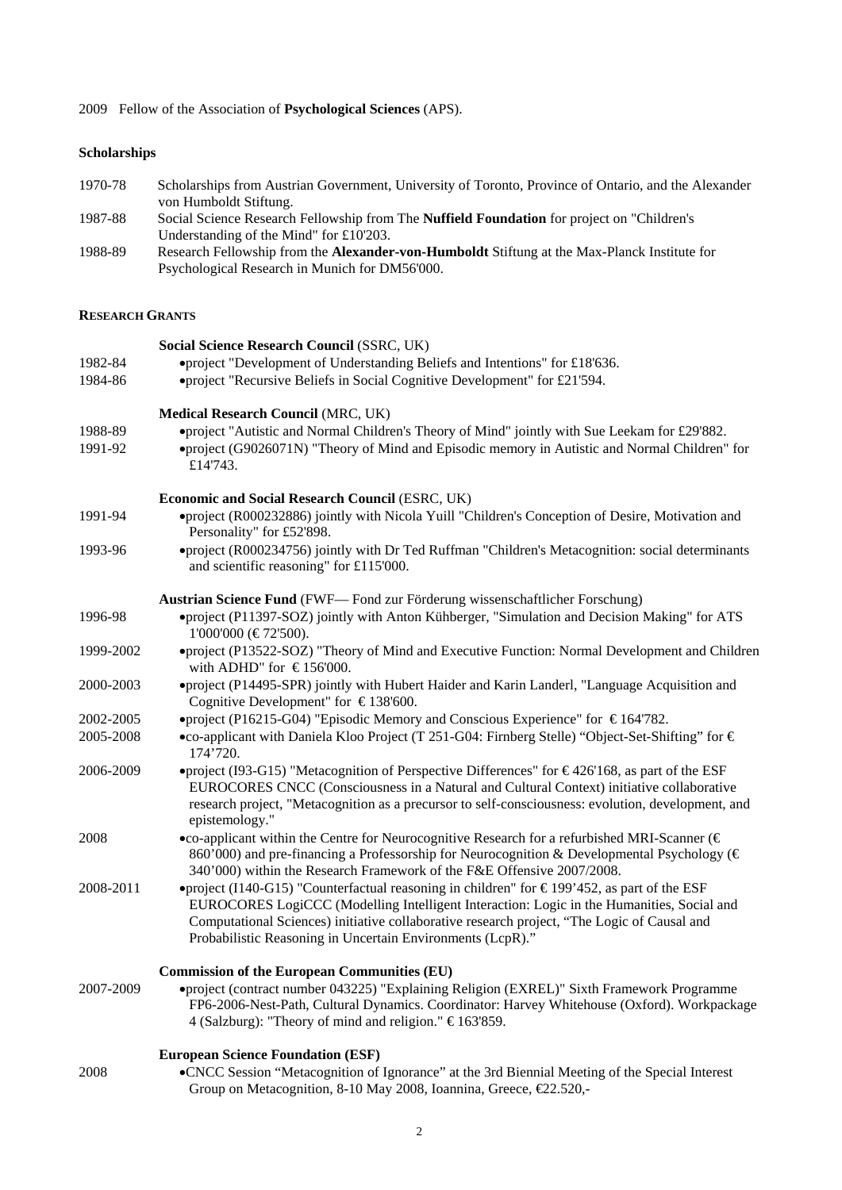2009 Fellow of the Association of **Psychological Sciences** (APS).

### Scholarships

1970-78 Scholarships from Austrian Government, University of Toronto, Province of Ontario, and the Alexander von Humboldt Stiftung.

1987-88 Social Science Research Fellowship from The **Nuffield Foundation** for project on "Children's Understanding of the Mind" for £10'203.

1988-89 Research Fellowship from the **Alexander-von-Humboldt** Stiftung at the Max-Planck Institute for Psychological Research in Munich for DM56'000.

### RESEARCH GRANTS

**Social Science Research Council** (SSRC, UK)

1982-84 • project "Development of Understanding Beliefs and Intentions" for £18'636.

1984-86 • project "Recursive Beliefs in Social Cognitive Development" for £21'594.

**Medical Research Council** (MRC, UK)

1988-89 • project "Autistic and Normal Children's Theory of Mind" jointly with Sue Leekam for £29'882.

1991-92 • project (G9026071N) "Theory of Mind and Episodic memory in Autistic and Normal Children" for £14'743.

**Economic and Social Research Council** (ESRC, UK)

1991-94 • project (R000232886) jointly with Nicola Yuill "Children's Conception of Desire, Motivation and Personality" for £52'898.

1993-96 • project (R000234756) jointly with Dr Ted Ruffman "Children's Metacognition: social determinants and scientific reasoning" for £115'000.

**Austrian Science Fund** (FWF— Fond zur Förderung wissenschaftlicher Forschung)

1996-98 • project (P11397-SOZ) jointly with Anton Kühberger, "Simulation and Decision Making" for ATS 1'000'000 (€ 72'500).

1999-2002 • project (P13522-SOZ) "Theory of Mind and Executive Function: Normal Development and Children with ADHD" for € 156'000.

2000-2003 • project (P14495-SPR) jointly with Hubert Haider and Karin Landerl, "Language Acquisition and Cognitive Development" for € 138'600.

2002-2005 • project (P16215-G04) "Episodic Memory and Conscious Experience" for € 164'782.

2005-2008 • co-applicant with Daniela Kloo Project (T 251-G04: Firnberg Stelle) "Object-Set-Shifting" for € 174'720.

2006-2009 • project (I93-G15) "Metacognition of Perspective Differences" for € 426'168, as part of the ESF EUROCORES CNCC (Consciousness in a Natural and Cultural Context) initiative collaborative research project, "Metacognition as a precursor to self-consciousness: evolution, development, and epistemology."

2008 • co-applicant within the Centre for Neurocognitive Research for a refurbished MRI-Scanner (€ 860'000) and pre-financing a Professorship for Neurocognition & Developmental Psychology (€ 340'000) within the Research Framework of the F&E Offensive 2007/2008.

2008-2011 • project (I140-G15) "Counterfactual reasoning in children" for € 199'452, as part of the ESF EUROCORES LogiCCC (Modelling Intelligent Interaction: Logic in the Humanities, Social and Computational Sciences) initiative collaborative research project, "The Logic of Causal and Probabilistic Reasoning in Uncertain Environments (LcpR)."

**Commission of the European Communities (EU)**

2007-2009 • project (contract number 043225) "Explaining Religion (EXREL)" Sixth Framework Programme FP6-2006-Nest-Path, Cultural Dynamics. Coordinator: Harvey Whitehouse (Oxford). Workpackage 4 (Salzburg): "Theory of mind and religion." € 163'859.

**European Science Foundation (ESF)**

2008 • CNCC Session "Metacognition of Ignorance" at the 3rd Biennial Meeting of the Special Interest Group on Metacognition, 8-10 May 2008, Ioannina, Greece, €22.520,-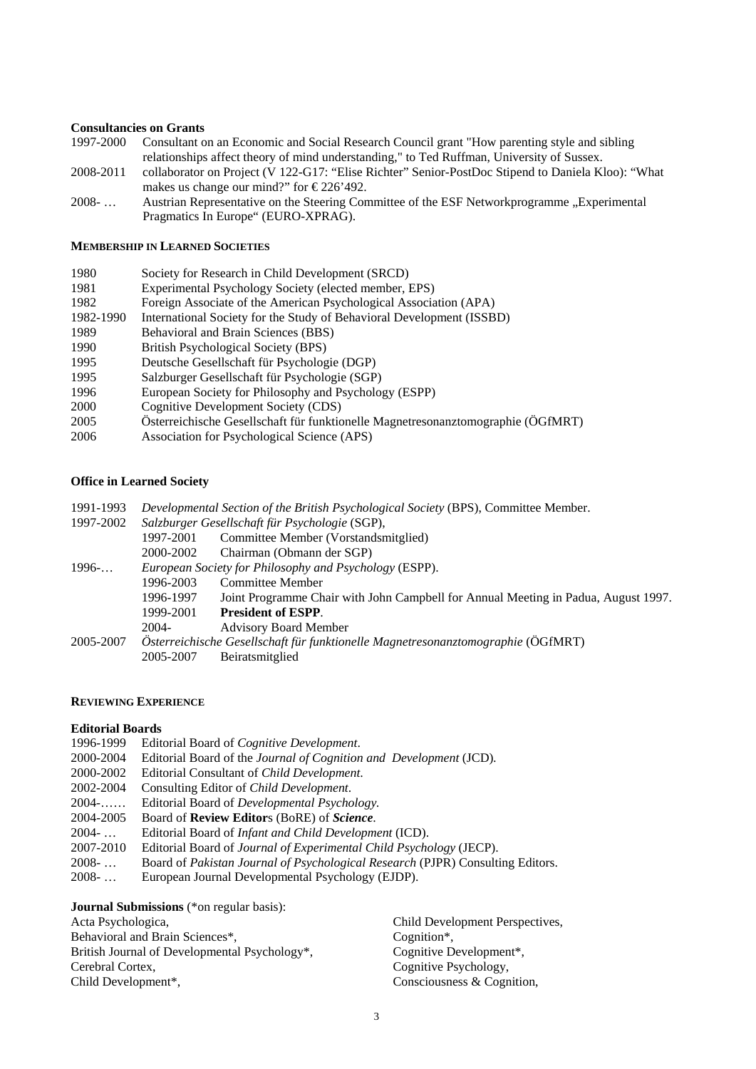#### Consultancies on Grants

| | |
|---|---|
| 1997-2000 | Consultant on an Economic and Social Research Council grant "How parenting style and sibling relationships affect theory of mind understanding," to Ted Ruffman, University of Sussex. |
| 2008-2011 | collaborator on Project (V 122-G17: "Elise Richter" Senior-PostDoc Stipend to Daniela Kloo): "What makes us change our mind?" for €226'492. |
| 2008- … | Austrian Representative on the Steering Committee of the ESF Networkprogramme „Experimental Pragmatics In Europe" (EURO-XPRAG). |

### MEMBERSHIP IN LEARNED SOCIETIES

| | |
|---|---|
| 1980 | Society for Research in Child Development (SRCD) |
| 1981 | Experimental Psychology Society (elected member, EPS) |
| 1982 | Foreign Associate of the American Psychological Association (APA) |
| 1982-1990 | International Society for the Study of Behavioral Development (ISSBD) |
| 1989 | Behavioral and Brain Sciences (BBS) |
| 1990 | British Psychological Society (BPS) |
| 1995 | Deutsche Gesellschaft für Psychologie (DGP) |
| 1995 | Salzburger Gesellschaft für Psychologie (SGP) |
| 1996 | European Society for Philosophy and Psychology (ESPP) |
| 2000 | Cognitive Development Society (CDS) |
| 2005 | Österreichische Gesellschaft für funktionelle Magnetresonanztomographie (ÖGfMRT) |
| 2006 | Association for Psychological Science (APS) |

#### Office in Learned Society

| | | |
|---|---|---|
| 1991-1993 | *Developmental Section of the British Psychological Society* (BPS), Committee Member. | |
| 1997-2002 | *Salzburger Gesellschaft für Psychologie* (SGP), | |
| | 1997-2001 | Committee Member (Vorstandsmitglied) |
| | 2000-2002 | Chairman (Obmann der SGP) |
| 1996-… | *European Society for Philosophy and Psychology* (ESPP). | |
| | 1996-2003 | Committee Member |
| | 1996-1997 | Joint Programme Chair with John Campbell for Annual Meeting in Padua, August 1997. |
| | 1999-2001 | **President of ESPP**. |
| | 2004- | Advisory Board Member |
| 2005-2007 | *Österreichische Gesellschaft für funktionelle Magnetresonanztomographie* (ÖGfMRT) | |
| | 2005-2007 | Beiratsmitglied |

### REVIEWING EXPERIENCE

#### Editorial Boards

| | |
|---|---|
| 1996-1999 | Editorial Board of *Cognitive Development*. |
| 2000-2004 | Editorial Board of the *Journal of Cognition and Development* (JCD). |
| 2000-2002 | Editorial Consultant of *Child Development.* |
| 2002-2004 | Consulting Editor of *Child Development*. |
| 2004-…… | Editorial Board of *Developmental Psychology.* |
| 2004-2005 | Board of **Review Editor**s (BoRE) of ***Science***. |
| 2004- … | Editorial Board of *Infant and Child Development* (ICD). |
| 2007-2010 | Editorial Board of *Journal of Experimental Child Psychology* (JECP). |
| 2008- … | Board of *Pakistan Journal of Psychological Research* (PJPR) Consulting Editors. |
| 2008- … | European Journal Developmental Psychology (EJDP). |

**Journal Submissions** (*on regular basis):

Acta Psychologica,
Behavioral and Brain Sciences*,
British Journal of Developmental Psychology*,
Cerebral Cortex,
Child Development*,
Child Development Perspectives,
Cognition*,
Cognitive Development*,
Cognitive Psychology,
Consciousness & Cognition,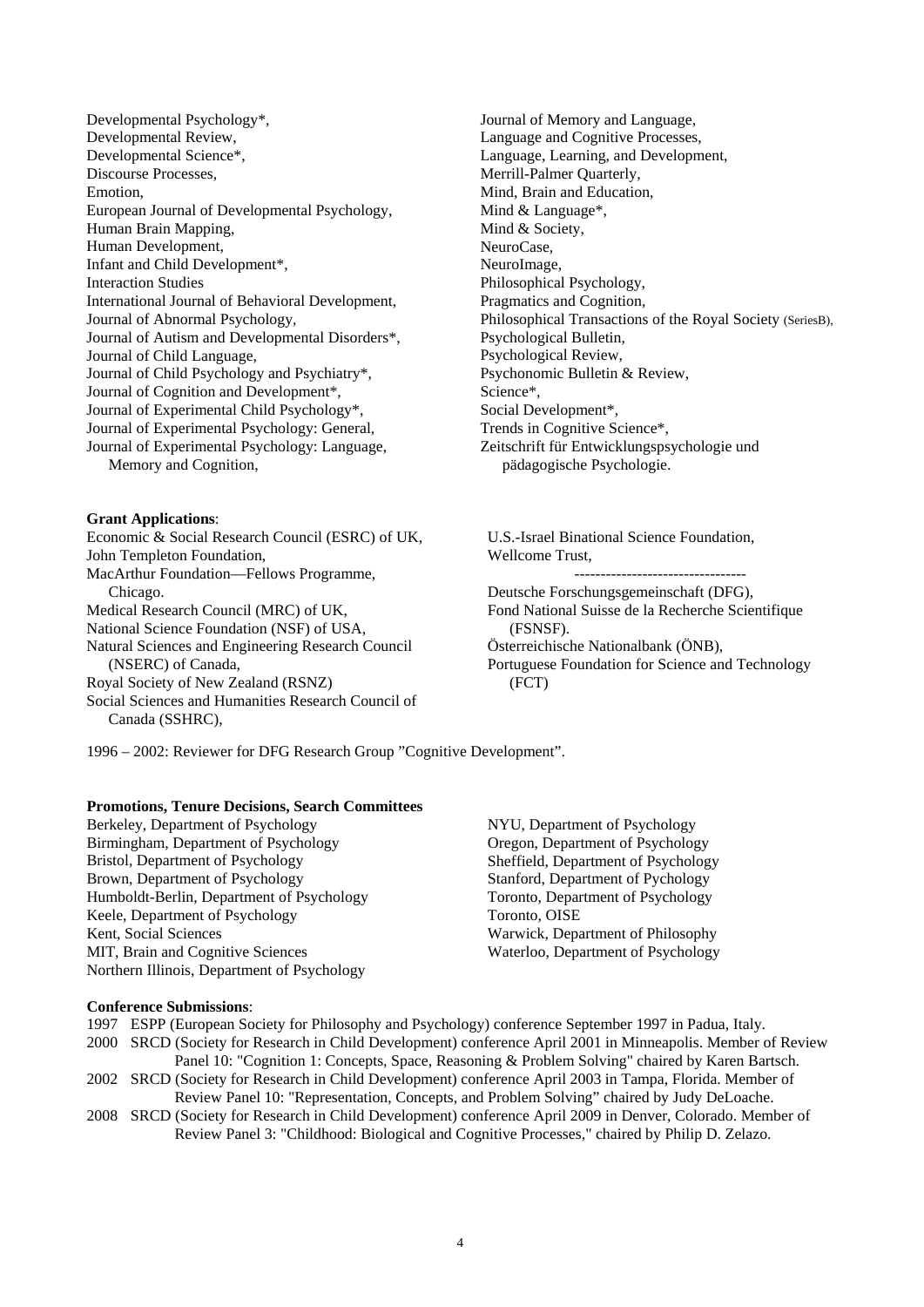Developmental Psychology*,
Developmental Review,
Developmental Science*,
Discourse Processes,
Emotion,
European Journal of Developmental Psychology,
Human Brain Mapping,
Human Development,
Infant and Child Development*,
Interaction Studies
International Journal of Behavioral Development,
Journal of Abnormal Psychology,
Journal of Autism and Developmental Disorders*,
Journal of Child Language,
Journal of Child Psychology and Psychiatry*,
Journal of Cognition and Development*,
Journal of Experimental Child Psychology*,
Journal of Experimental Psychology: General,
Journal of Experimental Psychology: Language, Memory and Cognition,
Journal of Memory and Language,
Language and Cognitive Processes,
Language, Learning, and Development,
Merrill-Palmer Quarterly,
Mind, Brain and Education,
Mind & Language*,
Mind & Society,
NeuroCase,
NeuroImage,
Philosophical Psychology,
Pragmatics and Cognition,
Philosophical Transactions of the Royal Society (SeriesB),
Psychological Bulletin,
Psychological Review,
Psychonomic Bulletin & Review,
Science*,
Social Development*,
Trends in Cognitive Science*,
Zeitschrift für Entwicklungspsychologie und pädagogische Psychologie.

**Grant Applications**:

Economic & Social Research Council (ESRC) of UK,
John Templeton Foundation,
MacArthur Foundation—Fellows Programme, Chicago.
Medical Research Council (MRC) of UK,
National Science Foundation (NSF) of USA,
Natural Sciences and Engineering Research Council (NSERC) of Canada,
Royal Society of New Zealand (RSNZ)
Social Sciences and Humanities Research Council of Canada (SSHRC),
U.S.-Israel Binational Science Foundation,
Wellcome Trust,

---------------------------------

Deutsche Forschungsgemeinschaft (DFG),
Fond National Suisse de la Recherche Scientifique (FSNSF).
Österreichische Nationalbank (ÖNB),
Portuguese Foundation for Science and Technology (FCT)

1996 – 2002: Reviewer for DFG Research Group "Cognitive Development".

**Promotions, Tenure Decisions, Search Committees**

Berkeley, Department of Psychology
Birmingham, Department of Psychology
Bristol, Department of Psychology
Brown, Department of Psychology
Humboldt-Berlin, Department of Psychology
Keele, Department of Psychology
Kent, Social Sciences
MIT, Brain and Cognitive Sciences
Northern Illinois, Department of Psychology
NYU, Department of Psychology
Oregon, Department of Psychology
Sheffield, Department of Psychology
Stanford, Department of Pychology
Toronto, Department of Psychology
Toronto, OISE
Warwick, Department of Philosophy
Waterloo, Department of Psychology

**Conference Submissions**:

1997 ESPP (European Society for Philosophy and Psychology) conference September 1997 in Padua, Italy.

2000 SRCD (Society for Research in Child Development) conference April 2001 in Minneapolis. Member of Review Panel 10: "Cognition 1: Concepts, Space, Reasoning & Problem Solving" chaired by Karen Bartsch.

2002 SRCD (Society for Research in Child Development) conference April 2003 in Tampa, Florida. Member of Review Panel 10: "Representation, Concepts, and Problem Solving" chaired by Judy DeLoache.

2008 SRCD (Society for Research in Child Development) conference April 2009 in Denver, Colorado. Member of Review Panel 3: "Childhood: Biological and Cognitive Processes," chaired by Philip D. Zelazo.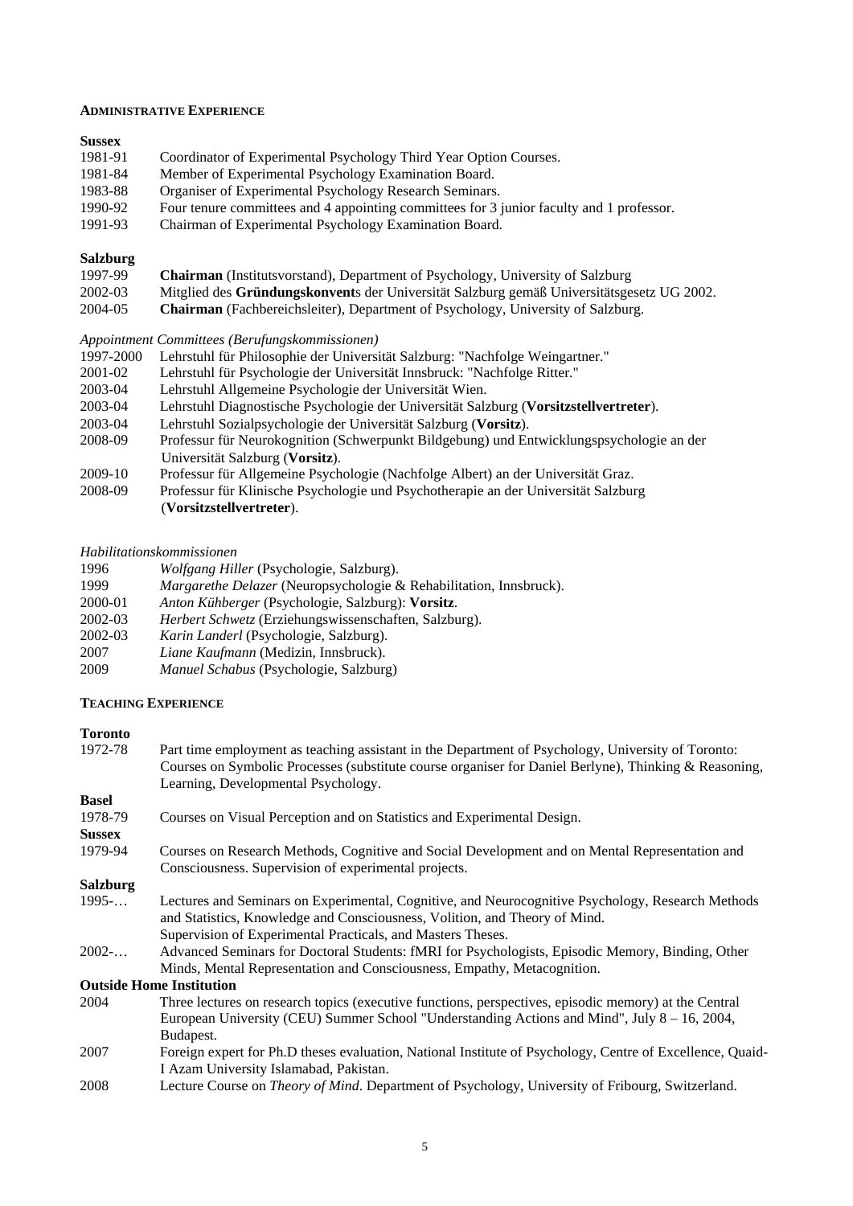## ADMINISTRATIVE EXPERIENCE

**Sussex**

1981-91 Coordinator of Experimental Psychology Third Year Option Courses.
1981-84 Member of Experimental Psychology Examination Board.
1983-88 Organiser of Experimental Psychology Research Seminars.
1990-92 Four tenure committees and 4 appointing committees for 3 junior faculty and 1 professor.
1991-93 Chairman of Experimental Psychology Examination Board.

**Salzburg**

1997-99 **Chairman** (Institutsvorstand), Department of Psychology, University of Salzburg
2002-03 Mitglied des **Gründungskonvent**s der Universität Salzburg gemäß Universitätsgesetz UG 2002.
2004-05 **Chairman** (Fachbereichsleiter), Department of Psychology, University of Salzburg.

*Appointment Committees (Berufungskommissionen)*

1997-2000 Lehrstuhl für Philosophie der Universität Salzburg: "Nachfolge Weingartner."
2001-02 Lehrstuhl für Psychologie der Universität Innsbruck: "Nachfolge Ritter."
2003-04 Lehrstuhl Allgemeine Psychologie der Universität Wien.
2003-04 Lehrstuhl Diagnostische Psychologie der Universität Salzburg (**Vorsitzstellvertreter**).
2003-04 Lehrstuhl Sozialpsychologie der Universität Salzburg (**Vorsitz**).
2008-09 Professur für Neurokognition (Schwerpunkt Bildgebung) und Entwicklungspsychologie an der Universität Salzburg (**Vorsitz**).
2009-10 Professur für Allgemeine Psychologie (Nachfolge Albert) an der Universität Graz.
2008-09 Professur für Klinische Psychologie und Psychotherapie an der Universität Salzburg (**Vorsitzstellvertreter**).

*Habilitationskommissionen*

1996 *Wolfgang Hiller* (Psychologie, Salzburg).
1999 *Margarethe Delazer* (Neuropsychologie & Rehabilitation, Innsbruck).
2000-01 *Anton Kühberger* (Psychologie, Salzburg): **Vorsitz**.
2002-03 *Herbert Schwetz* (Erziehungswissenschaften, Salzburg).
2002-03 *Karin Landerl* (Psychologie, Salzburg).
2007 *Liane Kaufmann* (Medizin, Innsbruck).
2009 *Manuel Schabus* (Psychologie, Salzburg)

## TEACHING EXPERIENCE

**Toronto**

1972-78 Part time employment as teaching assistant in the Department of Psychology, University of Toronto: Courses on Symbolic Processes (substitute course organiser for Daniel Berlyne), Thinking & Reasoning, Learning, Developmental Psychology.

**Basel**

1978-79 Courses on Visual Perception and on Statistics and Experimental Design.

**Sussex**

1979-94 Courses on Research Methods, Cognitive and Social Development and on Mental Representation and Consciousness. Supervision of experimental projects.

**Salzburg**

1995-… Lectures and Seminars on Experimental, Cognitive, and Neurocognitive Psychology, Research Methods and Statistics, Knowledge and Consciousness, Volition, and Theory of Mind. Supervision of Experimental Practicals, and Masters Theses.
2002-… Advanced Seminars for Doctoral Students: fMRI for Psychologists, Episodic Memory, Binding, Other Minds, Mental Representation and Consciousness, Empathy, Metacognition.

**Outside Home Institution**

2004 Three lectures on research topics (executive functions, perspectives, episodic memory) at the Central European University (CEU) Summer School "Understanding Actions and Mind", July 8 – 16, 2004, Budapest.
2007 Foreign expert for Ph.D theses evaluation, National Institute of Psychology, Centre of Excellence, Quaid-I Azam University Islamabad, Pakistan.
2008 Lecture Course on *Theory of Mind*. Department of Psychology, University of Fribourg, Switzerland.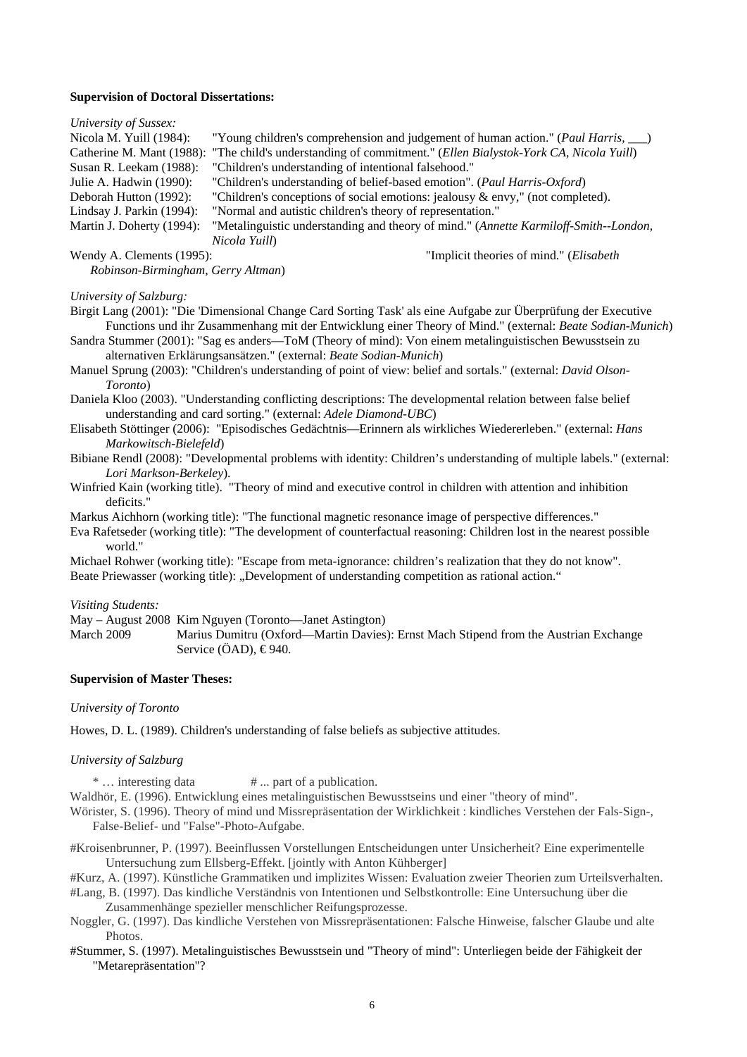**Supervision of Doctoral Dissertations:**

*University of Sussex:*

Nicola M. Yuill (1984): "Young children's comprehension and judgement of human action." (*Paul Harris,* ___)
Catherine M. Mant (1988): "The child's understanding of commitment." (*Ellen Bialystok-York CA, Nicola Yuill*)
Susan R. Leekam (1988): "Children's understanding of intentional falsehood."
Julie A. Hadwin (1990): "Children's understanding of belief-based emotion". (*Paul Harris-Oxford*)
Deborah Hutton (1992): "Children's conceptions of social emotions: jealousy & envy," (not completed).
Lindsay J. Parkin (1994): "Normal and autistic children's theory of representation."
Martin J. Doherty (1994): "Metalinguistic understanding and theory of mind." (*Annette Karmiloff-Smith--London, Nicola Yuill*)
Wendy A. Clements (1995): "Implicit theories of mind." (*Elisabeth Robinson-Birmingham, Gerry Altman*)

*University of Salzburg:*

Birgit Lang (2001): "Die 'Dimensional Change Card Sorting Task' als eine Aufgabe zur Überprüfung der Executive Functions und ihr Zusammenhang mit der Entwicklung einer Theory of Mind." (external: *Beate Sodian-Munich*)

Sandra Stummer (2001): "Sag es anders—ToM (Theory of mind): Von einem metalinguistischen Bewusstsein zu alternativen Erklärungsansätzen." (external: *Beate Sodian-Munich*)

Manuel Sprung (2003): "Children's understanding of point of view: belief and sortals." (external: *David Olson-Toronto*)

Daniela Kloo (2003). "Understanding conflicting descriptions: The developmental relation between false belief understanding and card sorting." (external: *Adele Diamond-UBC*)

Elisabeth Stöttinger (2006): "Episodisches Gedächtnis—Erinnern als wirkliches Wiedererleben." (external: *Hans Markowitsch-Bielefeld*)

Bibiane Rendl (2008): "Developmental problems with identity: Children's understanding of multiple labels." (external: *Lori Markson-Berkeley*).

Winfried Kain (working title). "Theory of mind and executive control in children with attention and inhibition deficits."

Markus Aichhorn (working title): "The functional magnetic resonance image of perspective differences."

Eva Rafetseder (working title): "The development of counterfactual reasoning: Children lost in the nearest possible world."

Michael Rohwer (working title): "Escape from meta-ignorance: children's realization that they do not know".

Beate Priewasser (working title): „Development of understanding competition as rational action."

*Visiting Students:*

May – August 2008 Kim Nguyen (Toronto—Janet Astington)
March 2009 Marius Dumitru (Oxford—Martin Davies): Ernst Mach Stipend from the Austrian Exchange Service (ÖAD), € 940.

**Supervision of Master Theses:**

*University of Toronto*

Howes, D. L. (1989). Children's understanding of false beliefs as subjective attitudes.

*University of Salzburg*

* … interesting data # ... part of a publication.

Waldhör, E. (1996). Entwicklung eines metalinguistischen Bewusstseins und einer "theory of mind".

Wörister, S. (1996). Theory of mind und Missrepräsentation der Wirklichkeit : kindliches Verstehen der Fals-Sign-, False-Belief- und "False"-Photo-Aufgabe.

#Kroisenbrunner, P. (1997). Beeinflussen Vorstellungen Entscheidungen unter Unsicherheit? Eine experimentelle Untersuchung zum Ellsberg-Effekt. [jointly with Anton Kühberger]

#Kurz, A. (1997). Künstliche Grammatiken und implizites Wissen: Evaluation zweier Theorien zum Urteilsverhalten.

#Lang, B. (1997). Das kindliche Verständnis von Intentionen und Selbstkontrolle: Eine Untersuchung über die Zusammenhänge spezieller menschlicher Reifungsprozesse.

Noggler, G. (1997). Das kindliche Verstehen von Missrepräsentationen: Falsche Hinweise, falscher Glaube und alte Photos.

#Stummer, S. (1997). Metalinguistisches Bewusstsein und "Theory of mind": Unterliegen beide der Fähigkeit der "Metarepräsentation"?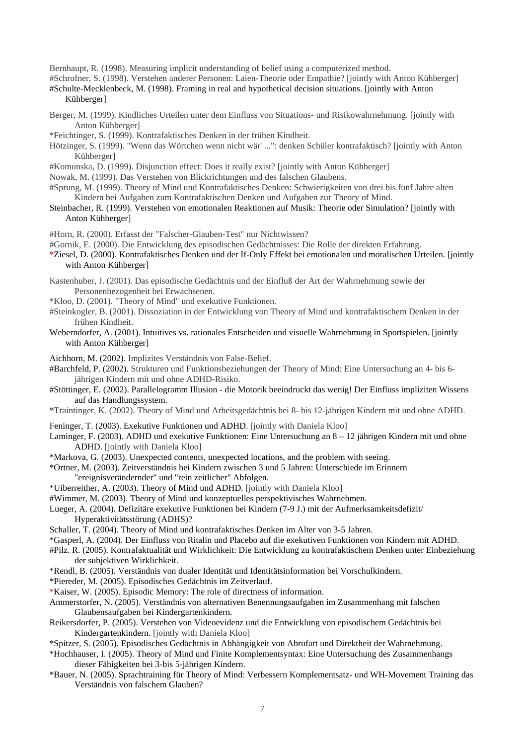Bernhaupt, R. (1998). Measuring implicit understanding of belief using a computerized method.

#Schrofner, S. (1998). Verstehen anderer Personen: Laien-Theorie oder Empathie? [jointly with Anton Kühberger]

#Schulte-Mecklenbeck, M. (1998). Framing in real and hypothetical decision situations. [jointly with Anton Kühberger]

Berger, M. (1999). Kindliches Urteilen unter dem Einfluss von Situations- und Risikowahrnehmung. [jointly with Anton Kühberger]

*Feichtinger, S. (1999). Kontrafaktisches Denken in der frühen Kindheit.

Hötzinger, S. (1999). "Wenn das Wörtchen wenn nicht wär' ...": denken Schüler kontrafaktisch? [jointly with Anton Kühberger]

#Komunska, D. (1999). Disjunction effect: Does it really exist? [jointly with Anton Kühberger]

Nowak, M. (1999). Das Verstehen von Blickrichtungen und des falschen Glaubens.

#Sprung, M. (1999). Theory of Mind und Kontrafaktisches Denken: Schwierigkeiten von drei bis fünf Jahre alten Kindern bei Aufgaben zum Kontrafaktischen Denken und Aufgaben zur Theory of Mind.

Steinbacher, R. (1999). Verstehen von emotionalen Reaktionen auf Musik: Theorie oder Simulation? [jointly with Anton Kühberger]

#Horn, R. (2000). Erfasst der "Falscher-Glauben-Test" nur Nichtwissen?

#Gornik, E. (2000). Die Entwicklung des episodischen Gedächtnisses: Die Rolle der direkten Erfahrung.

*Ziesel, D. (2000). Kontrafaktisches Denken und der If-Only Effekt bei emotionalen und moralischen Urteilen. [jointly with Anton Kühberger]

Kastenhuber, J. (2001). Das episodische Gedächtnis und der Einfluß der Art der Wahrnehmung sowie der Personenbezogenheit bei Erwachsenen.

*Kloo, D. (2001). "Theory of Mind" und exekutive Funktionen.

#Steinkogler, B. (2001). Dissoziation in der Entwicklung von Theory of Mind und kontrafaktischem Denken in der frühen Kindheit.

Weberndorfer, A. (2001). Intuitives vs. rationales Entscheiden und visuelle Wahrnehmung in Sportspielen. [jointly with Anton Kühberger]

Aichhorn, M. (2002). Implizites Verständnis von False-Belief.

#Barchfeld, P. (2002). Strukturen und Funktionsbeziehungen der Theory of Mind: Eine Untersuchung an 4- bis 6-jährigen Kindern mit und ohne ADHD-Risiko.

#Stöttinger, E. (2002). Parallelogramm Illusion - die Motorik beeindruckt das wenig! Der Einfluss impliziten Wissens auf das Handlungssystem.

*Traintinger, K. (2002). Theory of Mind und Arbeitsgedächtnis bei 8- bis 12-jährigen Kindern mit und ohne ADHD.

Feninger, T. (2003). Exekutive Funktionen und ADHD. [jointly with Daniela Kloo]

Laminger, F. (2003). ADHD und exekutive Funktionen: Eine Untersuchung an 8 – 12 jährigen Kindern mit und ohne ADHD. [jointly with Daniela Kloo]

*Markova, G. (2003). Unexpected contents, unexpected locations, and the problem with seeing.

*Ortner, M. (2003). Zeitverständnis bei Kindern zwischen 3 und 5 Jahren: Unterschiede im Erinnern "ereignisverändernder" und "rein zeitlicher" Abfolgen.

*Uiberreither, A. (2003). Theory of Mind und ADHD. [jointly with Daniela Kloo]

#Wimmer, M. (2003). Theory of Mind und konzeptuelles perspektivisches Wahrnehmen.

Lueger, A. (2004). Defizitäre exekutive Funktionen bei Kindern (7-9 J.) mit der Aufmerksamkeitsdefizit/ Hyperaktivitätsstörung (ADHS)?

Schaller, T. (2004). Theory of Mind und kontrafaktisches Denken im Alter von 3-5 Jahren.

*Gasperl, A. (2004). Der Einfluss von Ritalin und Placebo auf die exekutiven Funktionen von Kindern mit ADHD.

#Pilz. R. (2005). Kontrafaktualität und Wirklichkeit: Die Entwicklung zu kontrafaktischem Denken unter Einbeziehung der subjektiven Wirklichkeit.

*Rendl, B. (2005). Verständnis von dualer Identität und Identitätsinformation bei Vorschulkindern.

*Piereder, M. (2005). Episodisches Gedächtnis im Zeitverlauf.

*Kaiser, W. (2005). Episodic Memory: The role of directness of information.

Ammerstorfer, N. (2005). Verständnis von alternativen Benennungsaufgaben im Zusammenhang mit falschen Glaubensaufgaben bei Kindergartenkindern.

Reikersdorfer, P. (2005). Verstehen von Videoevidenz und die Entwicklung von episodischem Gedächtnis bei Kindergartenkindern. [jointly with Daniela Kloo]

*Spitzer, S. (2005). Episodisches Gedächtnis in Abhängigkeit von Abrufart und Direktheit der Wahrnehmung.

*Hochhauser, I. (2005). Theory of Mind und Finite Komplementsyntax: Eine Untersuchung des Zusammenhangs dieser Fähigkeiten bei 3-bis 5-jährigen Kindern.

*Bauer, N. (2005). Sprachtraining für Theory of Mind: Verbessern Komplementsatz- und WH-Movement Training das Verständnis von falschem Glauben?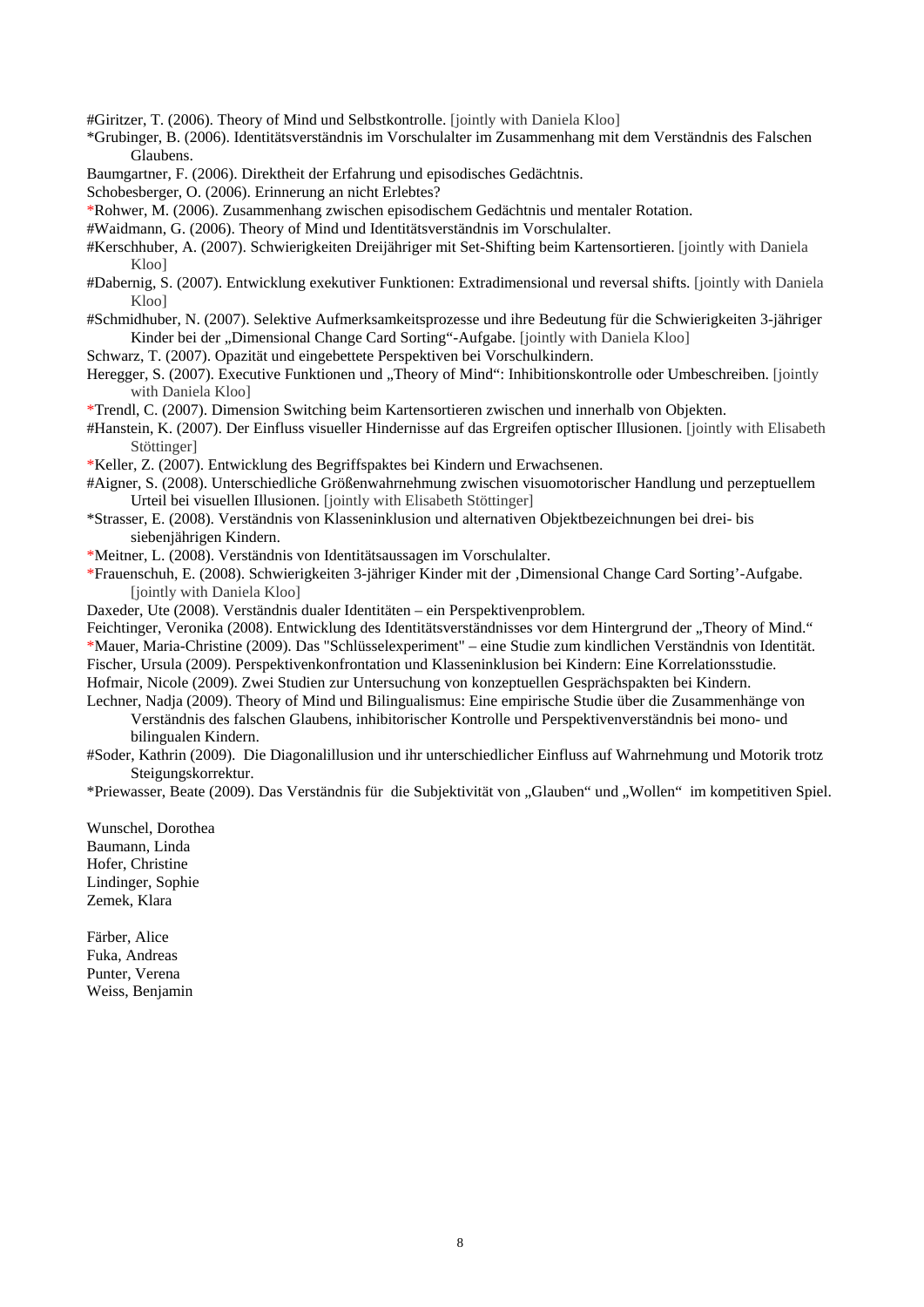#Giritzer, T. (2006). Theory of Mind und Selbstkontrolle. [jointly with Daniela Kloo]

*Grubinger, B. (2006). Identitätsverständnis im Vorschulalter im Zusammenhang mit dem Verständnis des Falschen Glaubens.

Baumgartner, F. (2006). Direktheit der Erfahrung und episodisches Gedächtnis.

Schobesberger, O. (2006). Erinnerung an nicht Erlebtes?

*Rohwer, M. (2006). Zusammenhang zwischen episodischem Gedächtnis und mentaler Rotation.

#Waidmann, G. (2006). Theory of Mind und Identitätsverständnis im Vorschulalter.

#Kerschhuber, A. (2007). Schwierigkeiten Dreijähriger mit Set-Shifting beim Kartensortieren. [jointly with Daniela Kloo]

#Dabernig, S. (2007). Entwicklung exekutiver Funktionen: Extradimensional und reversal shifts. [jointly with Daniela Kloo]

#Schmidhuber, N. (2007). Selektive Aufmerksamkeitsprozesse und ihre Bedeutung für die Schwierigkeiten 3-jähriger Kinder bei der „Dimensional Change Card Sorting"-Aufgabe. [jointly with Daniela Kloo]

Schwarz, T. (2007). Opazität und eingebettete Perspektiven bei Vorschulkindern.

Heregger, S. (2007). Executive Funktionen und „Theory of Mind": Inhibitionskontrolle oder Umbeschreiben. [jointly with Daniela Kloo]

*Trendl, C. (2007). Dimension Switching beim Kartensortieren zwischen und innerhalb von Objekten.

#Hanstein, K. (2007). Der Einfluss visueller Hindernisse auf das Ergreifen optischer Illusionen. [jointly with Elisabeth Stöttinger]

*Keller, Z. (2007). Entwicklung des Begriffspaktes bei Kindern und Erwachsenen.

#Aigner, S. (2008). Unterschiedliche Größenwahrnehmung zwischen visuomotorischer Handlung und perzeptuellem Urteil bei visuellen Illusionen. [jointly with Elisabeth Stöttinger]

*Strasser, E. (2008). Verständnis von Klasseninklusion und alternativen Objektbezeichnungen bei drei- bis siebenjährigen Kindern.

*Meitner, L. (2008). Verständnis von Identitätsaussagen im Vorschulalter.

*Frauenschuh, E. (2008). Schwierigkeiten 3-jähriger Kinder mit der ‚Dimensional Change Card Sorting'-Aufgabe. [jointly with Daniela Kloo]

Daxeder, Ute (2008). Verständnis dualer Identitäten – ein Perspektivenproblem.

Feichtinger, Veronika (2008). Entwicklung des Identitätsverständnisses vor dem Hintergrund der „Theory of Mind."

*Mauer, Maria-Christine (2009). Das "Schlüsselexperiment" – eine Studie zum kindlichen Verständnis von Identität.

Fischer, Ursula (2009). Perspektivenkonfrontation und Klasseninklusion bei Kindern: Eine Korrelationsstudie.

Hofmair, Nicole (2009). Zwei Studien zur Untersuchung von konzeptuellen Gesprächspakten bei Kindern.

Lechner, Nadja (2009). Theory of Mind und Bilingualismus: Eine empirische Studie über die Zusammenhänge von Verständnis des falschen Glaubens, inhibitorischer Kontrolle und Perspektivenverständnis bei mono- und bilingualen Kindern.

#Soder, Kathrin (2009). Die Diagonalillusion und ihr unterschiedlicher Einfluss auf Wahrnehmung und Motorik trotz Steigungskorrektur.

*Priewasser, Beate (2009). Das Verständnis für die Subjektivität von „Glauben" und „Wollen" im kompetitiven Spiel.

Wunschel, Dorothea
Baumann, Linda
Hofer, Christine
Lindinger, Sophie
Zemek, Klara

Färber, Alice
Fuka, Andreas
Punter, Verena
Weiss, Benjamin